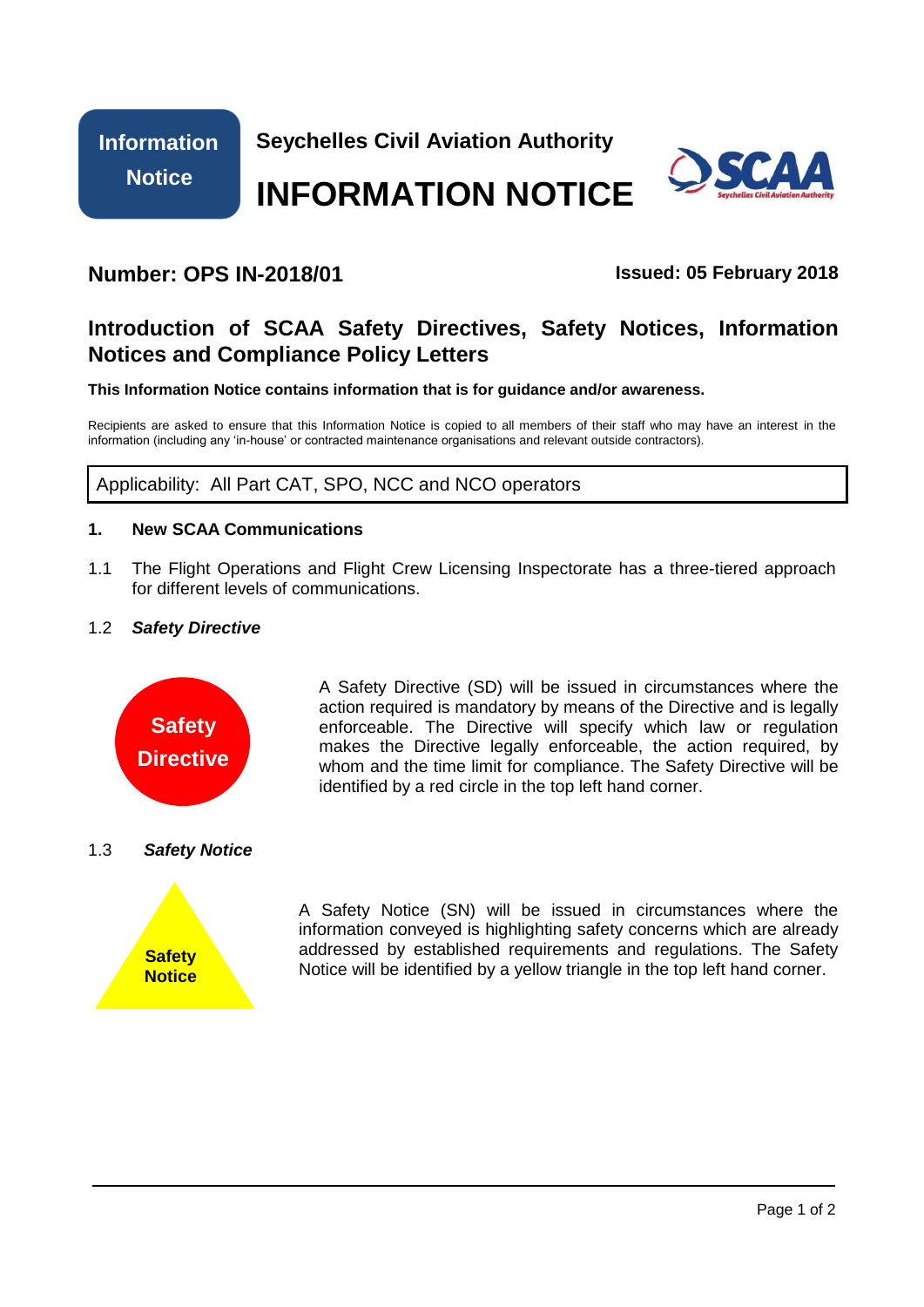**Information Notice**

**Seychelles Civil Aviation Authority**

# INFORMATION NOTICE

## Number: OPS IN-2018/01

**Issued: 05 February 2018**

## Introduction of SCAA Safety Directives, Safety Notices, Information Notices and Compliance Policy Letters

**This Information Notice contains information that is for guidance and/or awareness.**

Recipients are asked to ensure that this Information Notice is copied to all members of their staff who may have an interest in the information (including any 'in-house' or contracted maintenance organisations and relevant outside contractors).

| Applicability: All Part CAT, SPO, NCC and NCO operators |
|---|

### 1. New SCAA Communications

1.1 The Flight Operations and Flight Crew Licensing Inspectorate has a three-tiered approach for different levels of communications.

1.2 ***Safety Directive***

**Safety Directive**

A Safety Directive (SD) will be issued in circumstances where the action required is mandatory by means of the Directive and is legally enforceable. The Directive will specify which law or regulation makes the Directive legally enforceable, the action required, by whom and the time limit for compliance. The Safety Directive will be identified by a red circle in the top left hand corner.

1.3 ***Safety Notice***

**Safety Notice**

A Safety Notice (SN) will be issued in circumstances where the information conveyed is highlighting safety concerns which are already addressed by established requirements and regulations. The Safety Notice will be identified by a yellow triangle in the top left hand corner.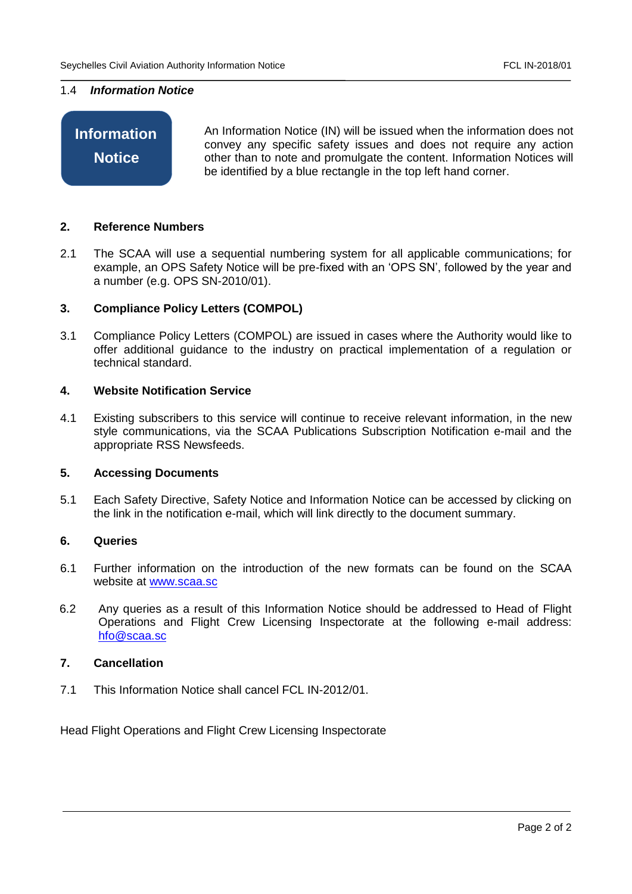1.4 ***Information Notice***

**Information Notice**

An Information Notice (IN) will be issued when the information does not convey any specific safety issues and does not require any action other than to note and promulgate the content. Information Notices will be identified by a blue rectangle in the top left hand corner.

## 2. Reference Numbers

2.1 The SCAA will use a sequential numbering system for all applicable communications; for example, an OPS Safety Notice will be pre-fixed with an 'OPS SN', followed by the year and a number (e.g. OPS SN-2010/01).

## 3. Compliance Policy Letters (COMPOL)

3.1 Compliance Policy Letters (COMPOL) are issued in cases where the Authority would like to offer additional guidance to the industry on practical implementation of a regulation or technical standard.

## 4. Website Notification Service

4.1 Existing subscribers to this service will continue to receive relevant information, in the new style communications, via the SCAA Publications Subscription Notification e-mail and the appropriate RSS Newsfeeds.

## 5. Accessing Documents

5.1 Each Safety Directive, Safety Notice and Information Notice can be accessed by clicking on the link in the notification e-mail, which will link directly to the document summary.

## 6. Queries

6.1 Further information on the introduction of the new formats can be found on the SCAA website at [www.scaa.sc](http://www.scaa.sc)

6.2 Any queries as a result of this Information Notice should be addressed to Head of Flight Operations and Flight Crew Licensing Inspectorate at the following e-mail address: [hfo@scaa.sc](mailto:hfo@scaa.sc)

## 7. Cancellation

7.1 This Information Notice shall cancel FCL IN-2012/01.

Head Flight Operations and Flight Crew Licensing Inspectorate